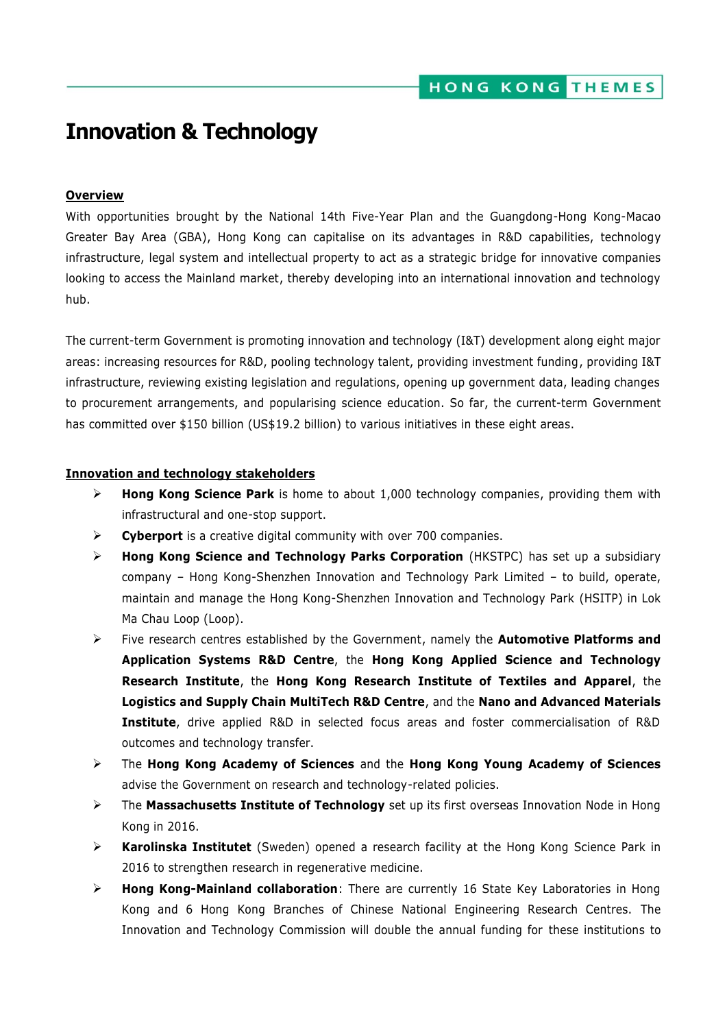# Innovation & Technology

## Overview

With opportunities brought by the National 14th Five-Year Plan and the Guangdong-Hong Kong-Macao Greater Bay Area (GBA), Hong Kong can capitalise on its advantages in R&D capabilities, technology infrastructure, legal system and intellectual property to act as a strategic bridge for innovative companies looking to access the Mainland market, thereby developing into an international innovation and technology hub.

The current-term Government is promoting innovation and technology (I&T) development along eight major areas: increasing resources for R&D, pooling technology talent, providing investment funding, providing I&T infrastructure, reviewing existing legislation and regulations, opening up government data, leading changes to procurement arrangements, and popularising science education. So far, the current-term Government has committed over $150 billion (US$19.2 billion) to various initiatives in these eight areas.

## Innovation and technology stakeholders

- **Hong Kong Science Park** is home to about 1,000 technology companies, providing them with infrastructural and one-stop support.
- **Cyberport** is a creative digital community with over 700 companies.
- **Hong Kong Science and Technology Parks Corporation** (HKSTPC) has set up a subsidiary company – Hong Kong-Shenzhen Innovation and Technology Park Limited – to build, operate, maintain and manage the Hong Kong-Shenzhen Innovation and Technology Park (HSITP) in Lok Ma Chau Loop (Loop).
- Five research centres established by the Government, namely the **Automotive Platforms and Application Systems R&D Centre**, the **Hong Kong Applied Science and Technology Research Institute**, the **Hong Kong Research Institute of Textiles and Apparel**, the **Logistics and Supply Chain MultiTech R&D Centre**, and the **Nano and Advanced Materials Institute**, drive applied R&D in selected focus areas and foster commercialisation of R&D outcomes and technology transfer.
- The **Hong Kong Academy of Sciences** and the **Hong Kong Young Academy of Sciences** advise the Government on research and technology-related policies.
- The **Massachusetts Institute of Technology** set up its first overseas Innovation Node in Hong Kong in 2016.
- **Karolinska Institutet** (Sweden) opened a research facility at the Hong Kong Science Park in 2016 to strengthen research in regenerative medicine.
- **Hong Kong-Mainland collaboration**: There are currently 16 State Key Laboratories in Hong Kong and 6 Hong Kong Branches of Chinese National Engineering Research Centres. The Innovation and Technology Commission will double the annual funding for these institutions to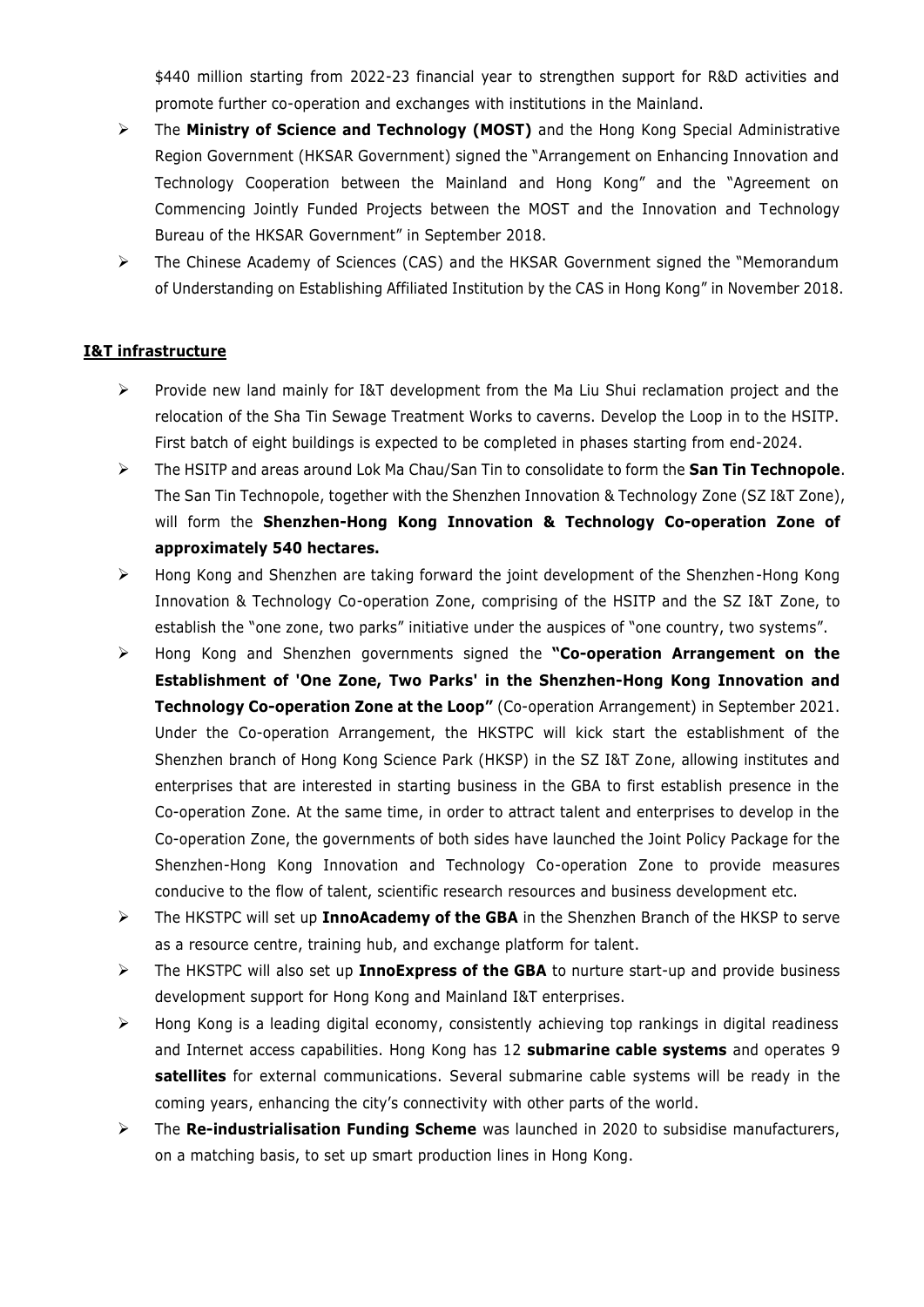$440 million starting from 2022-23 financial year to strengthen support for R&D activities and promote further co-operation and exchanges with institutions in the Mainland.

- The **Ministry of Science and Technology (MOST)** and the Hong Kong Special Administrative Region Government (HKSAR Government) signed the "Arrangement on Enhancing Innovation and Technology Cooperation between the Mainland and Hong Kong" and the "Agreement on Commencing Jointly Funded Projects between the MOST and the Innovation and Technology Bureau of the HKSAR Government" in September 2018.
- The Chinese Academy of Sciences (CAS) and the HKSAR Government signed the "Memorandum of Understanding on Establishing Affiliated Institution by the CAS in Hong Kong" in November 2018.

**I&T infrastructure**

- Provide new land mainly for I&T development from the Ma Liu Shui reclamation project and the relocation of the Sha Tin Sewage Treatment Works to caverns. Develop the Loop in to the HSITP. First batch of eight buildings is expected to be completed in phases starting from end-2024.
- The HSITP and areas around Lok Ma Chau/San Tin to consolidate to form the **San Tin Technopole**. The San Tin Technopole, together with the Shenzhen Innovation & Technology Zone (SZ I&T Zone), will form the **Shenzhen-Hong Kong Innovation & Technology Co-operation Zone of approximately 540 hectares.**
- Hong Kong and Shenzhen are taking forward the joint development of the Shenzhen-Hong Kong Innovation & Technology Co-operation Zone, comprising of the HSITP and the SZ I&T Zone, to establish the "one zone, two parks" initiative under the auspices of "one country, two systems".
- Hong Kong and Shenzhen governments signed the **"Co-operation Arrangement on the Establishment of 'One Zone, Two Parks' in the Shenzhen-Hong Kong Innovation and Technology Co-operation Zone at the Loop"** (Co-operation Arrangement) in September 2021. Under the Co-operation Arrangement, the HKSTPC will kick start the establishment of the Shenzhen branch of Hong Kong Science Park (HKSP) in the SZ I&T Zone, allowing institutes and enterprises that are interested in starting business in the GBA to first establish presence in the Co-operation Zone. At the same time, in order to attract talent and enterprises to develop in the Co-operation Zone, the governments of both sides have launched the Joint Policy Package for the Shenzhen-Hong Kong Innovation and Technology Co-operation Zone to provide measures conducive to the flow of talent, scientific research resources and business development etc.
- The HKSTPC will set up **InnoAcademy of the GBA** in the Shenzhen Branch of the HKSP to serve as a resource centre, training hub, and exchange platform for talent.
- The HKSTPC will also set up **InnoExpress of the GBA** to nurture start-up and provide business development support for Hong Kong and Mainland I&T enterprises.
- Hong Kong is a leading digital economy, consistently achieving top rankings in digital readiness and Internet access capabilities. Hong Kong has 12 **submarine cable systems** and operates 9 **satellites** for external communications. Several submarine cable systems will be ready in the coming years, enhancing the city's connectivity with other parts of the world.
- The **Re-industrialisation Funding Scheme** was launched in 2020 to subsidise manufacturers, on a matching basis, to set up smart production lines in Hong Kong.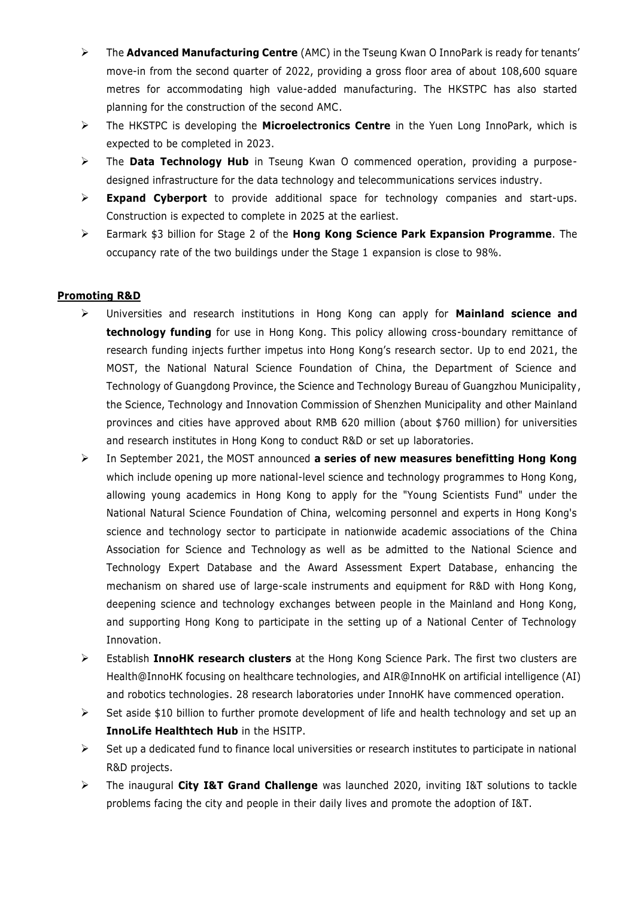- The **Advanced Manufacturing Centre** (AMC) in the Tseung Kwan O InnoPark is ready for tenants' move-in from the second quarter of 2022, providing a gross floor area of about 108,600 square metres for accommodating high value-added manufacturing. The HKSTPC has also started planning for the construction of the second AMC.
- The HKSTPC is developing the **Microelectronics Centre** in the Yuen Long InnoPark, which is expected to be completed in 2023.
- The **Data Technology Hub** in Tseung Kwan O commenced operation, providing a purpose-designed infrastructure for the data technology and telecommunications services industry.
- **Expand Cyberport** to provide additional space for technology companies and start-ups. Construction is expected to complete in 2025 at the earliest.
- Earmark $3 billion for Stage 2 of the **Hong Kong Science Park Expansion Programme**. The occupancy rate of the two buildings under the Stage 1 expansion is close to 98%.

**Promoting R&D**

- Universities and research institutions in Hong Kong can apply for **Mainland science and technology funding** for use in Hong Kong. This policy allowing cross-boundary remittance of research funding injects further impetus into Hong Kong's research sector. Up to end 2021, the MOST, the National Natural Science Foundation of China, the Department of Science and Technology of Guangdong Province, the Science and Technology Bureau of Guangzhou Municipality, the Science, Technology and Innovation Commission of Shenzhen Municipality and other Mainland provinces and cities have approved about RMB 620 million (about $760 million) for universities and research institutes in Hong Kong to conduct R&D or set up laboratories.
- In September 2021, the MOST announced **a series of new measures benefitting Hong Kong** which include opening up more national-level science and technology programmes to Hong Kong, allowing young academics in Hong Kong to apply for the "Young Scientists Fund" under the National Natural Science Foundation of China, welcoming personnel and experts in Hong Kong's science and technology sector to participate in nationwide academic associations of the China Association for Science and Technology as well as be admitted to the National Science and Technology Expert Database and the Award Assessment Expert Database, enhancing the mechanism on shared use of large-scale instruments and equipment for R&D with Hong Kong, deepening science and technology exchanges between people in the Mainland and Hong Kong, and supporting Hong Kong to participate in the setting up of a National Center of Technology Innovation.
- Establish **InnoHK research clusters** at the Hong Kong Science Park. The first two clusters are Health@InnoHK focusing on healthcare technologies, and AIR@InnoHK on artificial intelligence (AI) and robotics technologies. 28 research laboratories under InnoHK have commenced operation.
- Set aside $10 billion to further promote development of life and health technology and set up an **InnoLife Healthtech Hub** in the HSITP.
- Set up a dedicated fund to finance local universities or research institutes to participate in national R&D projects.
- The inaugural **City I&T Grand Challenge** was launched 2020, inviting I&T solutions to tackle problems facing the city and people in their daily lives and promote the adoption of I&T.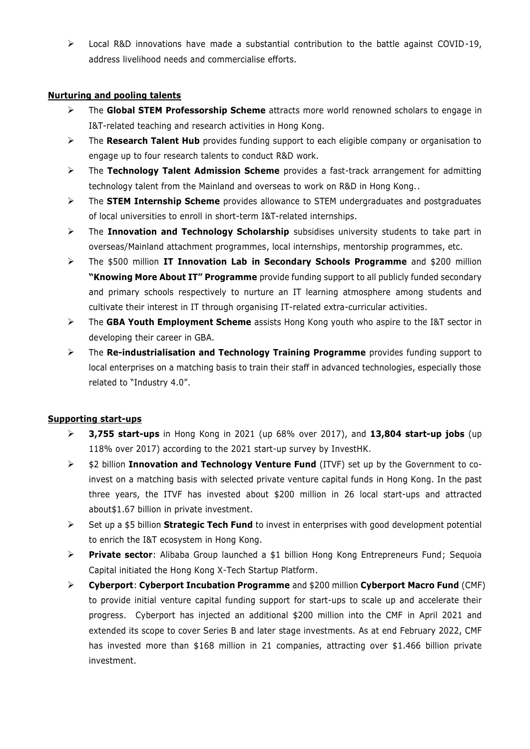- Local R&D innovations have made a substantial contribution to the battle against COVID-19, address livelihood needs and commercialise efforts.

**Nurturing and pooling talents**

- The **Global STEM Professorship Scheme** attracts more world renowned scholars to engage in I&T-related teaching and research activities in Hong Kong.
- The **Research Talent Hub** provides funding support to each eligible company or organisation to engage up to four research talents to conduct R&D work.
- The **Technology Talent Admission Scheme** provides a fast-track arrangement for admitting technology talent from the Mainland and overseas to work on R&D in Hong Kong..
- The **STEM Internship Scheme** provides allowance to STEM undergraduates and postgraduates of local universities to enroll in short-term I&T-related internships.
- The **Innovation and Technology Scholarship** subsidises university students to take part in overseas/Mainland attachment programmes, local internships, mentorship programmes, etc.
- The $500 million **IT Innovation Lab in Secondary Schools Programme** and $200 million **"Knowing More About IT" Programme** provide funding support to all publicly funded secondary and primary schools respectively to nurture an IT learning atmosphere among students and cultivate their interest in IT through organising IT-related extra-curricular activities.
- The **GBA Youth Employment Scheme** assists Hong Kong youth who aspire to the I&T sector in developing their career in GBA.
- The **Re-industrialisation and Technology Training Programme** provides funding support to local enterprises on a matching basis to train their staff in advanced technologies, especially those related to "Industry 4.0".

**Supporting start-ups**

- **3,755 start-ups** in Hong Kong in 2021 (up 68% over 2017), and **13,804 start-up jobs** (up 118% over 2017) according to the 2021 start-up survey by InvestHK.
- $2 billion **Innovation and Technology Venture Fund** (ITVF) set up by the Government to co-invest on a matching basis with selected private venture capital funds in Hong Kong. In the past three years, the ITVF has invested about $200 million in 26 local start-ups and attracted about$1.67 billion in private investment.
- Set up a $5 billion **Strategic Tech Fund** to invest in enterprises with good development potential to enrich the I&T ecosystem in Hong Kong.
- **Private sector**: Alibaba Group launched a $1 billion Hong Kong Entrepreneurs Fund; Sequoia Capital initiated the Hong Kong X-Tech Startup Platform.
- **Cyberport**: **Cyberport Incubation Programme** and $200 million **Cyberport Macro Fund** (CMF) to provide initial venture capital funding support for start-ups to scale up and accelerate their progress. Cyberport has injected an additional $200 million into the CMF in April 2021 and extended its scope to cover Series B and later stage investments. As at end February 2022, CMF has invested more than $168 million in 21 companies, attracting over $1.466 billion private investment.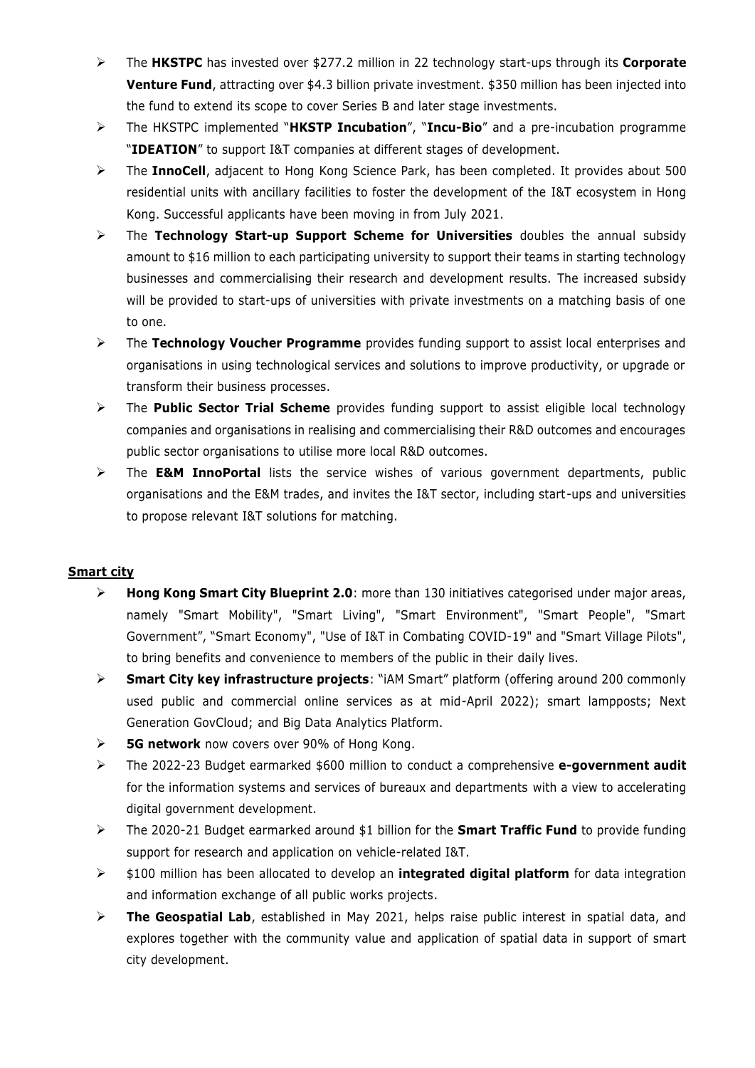- The **HKSTPC** has invested over $277.2 million in 22 technology start-ups through its **Corporate Venture Fund**, attracting over $4.3 billion private investment. $350 million has been injected into the fund to extend its scope to cover Series B and later stage investments.
- The HKSTPC implemented "**HKSTP Incubation**", "**Incu-Bio**" and a pre-incubation programme "**IDEATION**" to support I&T companies at different stages of development.
- The **InnoCell**, adjacent to Hong Kong Science Park, has been completed. It provides about 500 residential units with ancillary facilities to foster the development of the I&T ecosystem in Hong Kong. Successful applicants have been moving in from July 2021.
- The **Technology Start-up Support Scheme for Universities** doubles the annual subsidy amount to $16 million to each participating university to support their teams in starting technology businesses and commercialising their research and development results. The increased subsidy will be provided to start-ups of universities with private investments on a matching basis of one to one.
- The **Technology Voucher Programme** provides funding support to assist local enterprises and organisations in using technological services and solutions to improve productivity, or upgrade or transform their business processes.
- The **Public Sector Trial Scheme** provides funding support to assist eligible local technology companies and organisations in realising and commercialising their R&D outcomes and encourages public sector organisations to utilise more local R&D outcomes.
- The **E&M InnoPortal** lists the service wishes of various government departments, public organisations and the E&M trades, and invites the I&T sector, including start-ups and universities to propose relevant I&T solutions for matching.

**Smart city**

- **Hong Kong Smart City Blueprint 2.0**: more than 130 initiatives categorised under major areas, namely "Smart Mobility", "Smart Living", "Smart Environment", "Smart People", "Smart Government", "Smart Economy", "Use of I&T in Combating COVID-19" and "Smart Village Pilots", to bring benefits and convenience to members of the public in their daily lives.
- **Smart City key infrastructure projects**: "iAM Smart" platform (offering around 200 commonly used public and commercial online services as at mid-April 2022); smart lampposts; Next Generation GovCloud; and Big Data Analytics Platform.
- **5G network** now covers over 90% of Hong Kong.
- The 2022-23 Budget earmarked $600 million to conduct a comprehensive **e-government audit** for the information systems and services of bureaux and departments with a view to accelerating digital government development.
- The 2020-21 Budget earmarked around $1 billion for the **Smart Traffic Fund** to provide funding support for research and application on vehicle-related I&T.
- $100 million has been allocated to develop an **integrated digital platform** for data integration and information exchange of all public works projects.
- **The Geospatial Lab**, established in May 2021, helps raise public interest in spatial data, and explores together with the community value and application of spatial data in support of smart city development.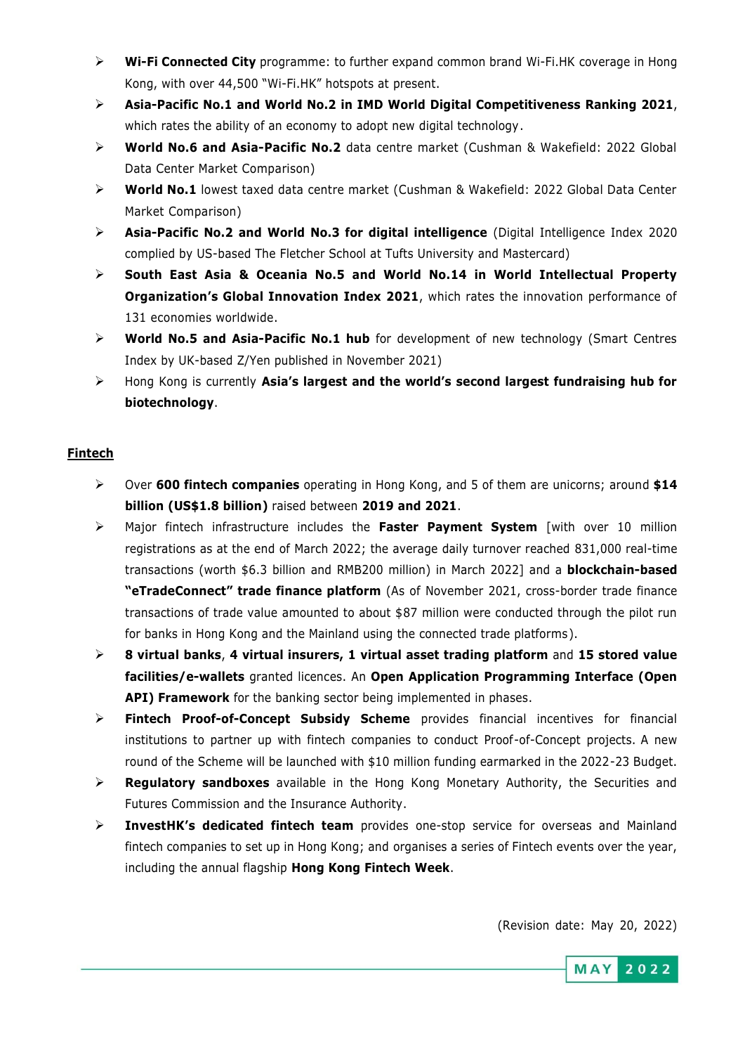- **Wi-Fi Connected City** programme: to further expand common brand Wi-Fi.HK coverage in Hong Kong, with over 44,500 "Wi-Fi.HK" hotspots at present.
- **Asia-Pacific No.1 and World No.2 in IMD World Digital Competitiveness Ranking 2021**, which rates the ability of an economy to adopt new digital technology.
- **World No.6 and Asia-Pacific No.2** data centre market (Cushman & Wakefield: 2022 Global Data Center Market Comparison)
- **World No.1** lowest taxed data centre market (Cushman & Wakefield: 2022 Global Data Center Market Comparison)
- **Asia-Pacific No.2 and World No.3 for digital intelligence** (Digital Intelligence Index 2020 complied by US-based The Fletcher School at Tufts University and Mastercard)
- **South East Asia & Oceania No.5 and World No.14 in World Intellectual Property Organization's Global Innovation Index 2021**, which rates the innovation performance of 131 economies worldwide.
- **World No.5 and Asia-Pacific No.1 hub** for development of new technology (Smart Centres Index by UK-based Z/Yen published in November 2021)
- Hong Kong is currently **Asia's largest and the world's second largest fundraising hub for biotechnology**.

## Fintech

- Over **600 fintech companies** operating in Hong Kong, and 5 of them are unicorns; around **$14 billion (US$1.8 billion)** raised between **2019 and 2021**.
- Major fintech infrastructure includes the **Faster Payment System** [with over 10 million registrations as at the end of March 2022; the average daily turnover reached 831,000 real-time transactions (worth $6.3 billion and RMB200 million) in March 2022] and a **blockchain-based "eTradeConnect" trade finance platform** (As of November 2021, cross-border trade finance transactions of trade value amounted to about $87 million were conducted through the pilot run for banks in Hong Kong and the Mainland using the connected trade platforms).
- **8 virtual banks**, **4 virtual insurers, 1 virtual asset trading platform** and **15 stored value facilities/e-wallets** granted licences. An **Open Application Programming Interface (Open API) Framework** for the banking sector being implemented in phases.
- **Fintech Proof-of-Concept Subsidy Scheme** provides financial incentives for financial institutions to partner up with fintech companies to conduct Proof-of-Concept projects. A new round of the Scheme will be launched with $10 million funding earmarked in the 2022-23 Budget.
- **Regulatory sandboxes** available in the Hong Kong Monetary Authority, the Securities and Futures Commission and the Insurance Authority.
- **InvestHK's dedicated fintech team** provides one-stop service for overseas and Mainland fintech companies to set up in Hong Kong; and organises a series of Fintech events over the year, including the annual flagship **Hong Kong Fintech Week**.

(Revision date: May 20, 2022)